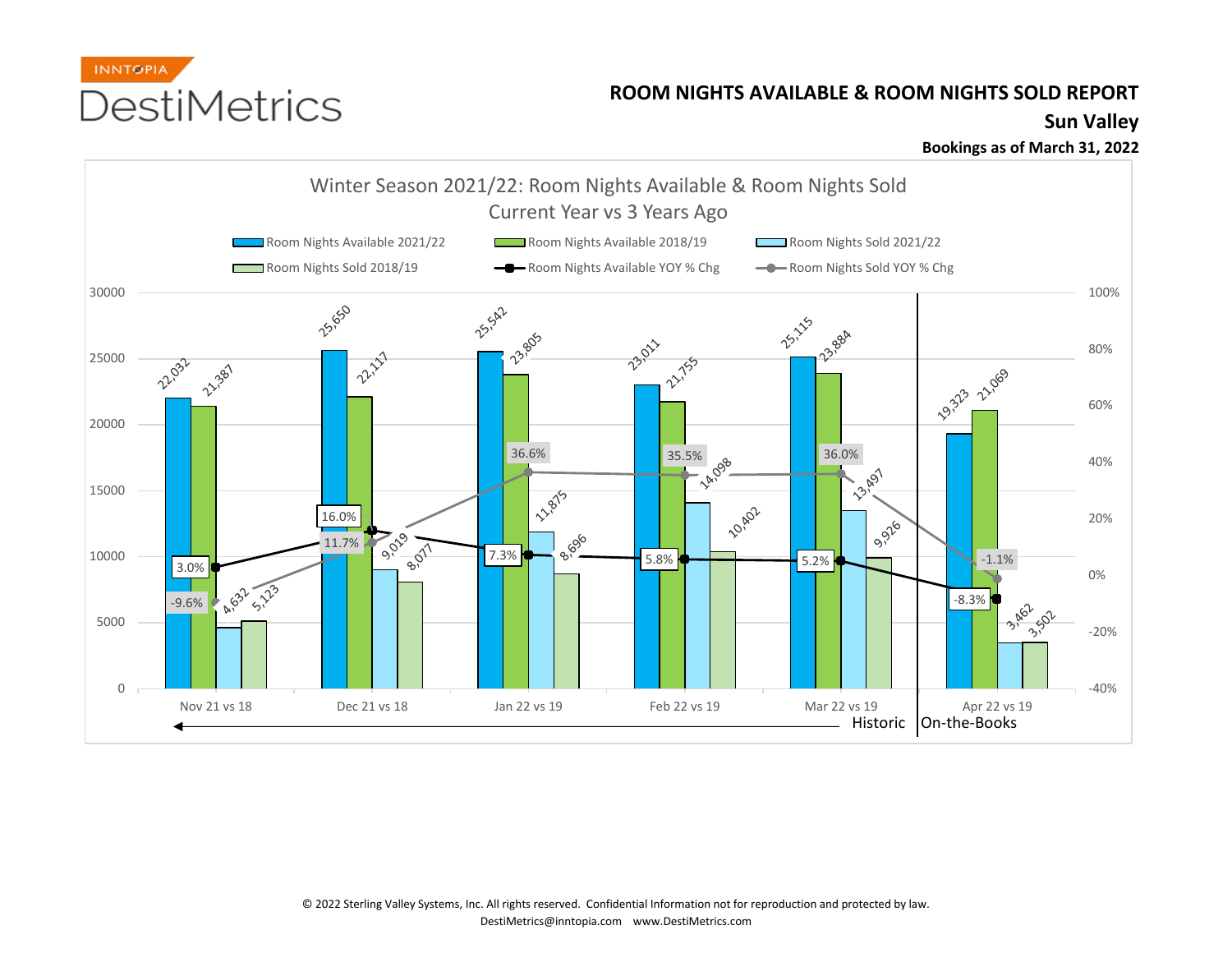INNTOPIA

DestiMetrics

# ROOM NIGHTS AVAILABLE & ROOM NIGHTS SOLD REPORT

## Sun Valley

**Bookings as of March 31, 2022**

### Winter Season 2021/22: Room Nights Available & Room Nights Sold
### Current Year vs 3 Years Ago

| | Nov 21 vs 18 | Dec 21 vs 18 | Jan 22 vs 19 | Feb 22 vs 19 | Mar 22 vs 19 | Apr 22 vs 19 |
|---|---|---|---|---|---|---|
| Room Nights Available 2021/22 | 22,032 | 25,650 | 25,542 | 23,011 | 25,115 | 19,323 |
| Room Nights Available 2018/19 | 21,387 | 22,117 | 23,805 | 21,755 | 23,884 | 21,069 |
| Room Nights Sold 2021/22 | 4,632 | 9,019 | 11,875 | 14,098 | 13,497 | 3,462 |
| Room Nights Sold 2018/19 | 5,123 | 8,077 | 8,696 | 10,402 | 9,926 | 3,502 |
| Room Nights Available YOY % Chg | 3.0% | 16.0% | 7.3% | 5.8% | 5.2% | -8.3% |
| Room Nights Sold YOY % Chg | -9.6% | 11.7% | 36.6% | 35.5% | 36.0% | -1.1% |

Historic: Nov 21 vs 18 – Mar 22 vs 19 | On-the-Books: Apr 22 vs 19

© 2022 Sterling Valley Systems, Inc. All rights reserved. Confidential Information not for reproduction and protected by law.
DestiMetrics@inntopia.com www.DestiMetrics.com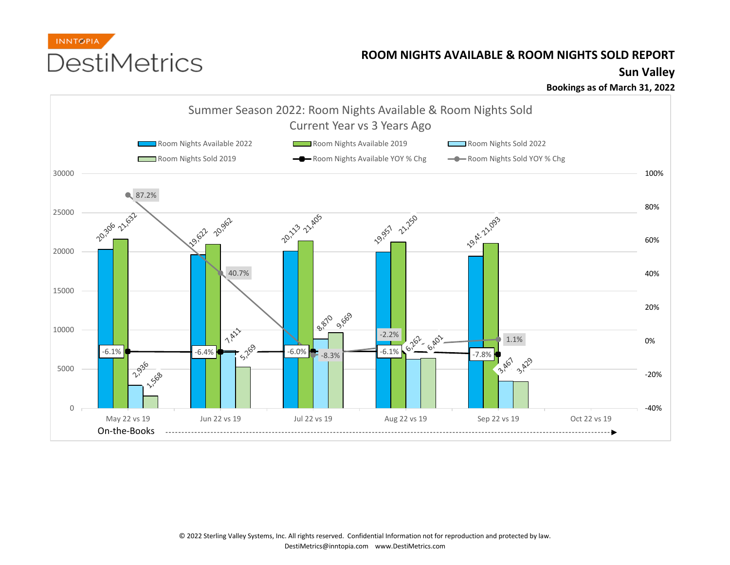INNTOPIA

DestiMetrics

# ROOM NIGHTS AVAILABLE & ROOM NIGHTS SOLD REPORT

## Sun Valley

**Bookings as of March 31, 2022**

Summer Season 2022: Room Nights Available & Room Nights Sold
Current Year vs 3 Years Ago

Room Nights Available 2022
Room Nights Available 2019
Room Nights Sold 2022
Room Nights Sold 2019
Room Nights Available YOY % Chg
Room Nights Sold YOY % Chg

30000
25000
20000
15000
10000
5000
0

100%
80%
60%
40%
20%
0%
-20%
-40%

May 22 vs 19: 20,306 | 21,632 | 2,936 | 1,568 | -6.1% | 87.2%

Jun 22 vs 19: 19,622 | 20,962 | 7,411 | 5,269 | -6.4% | 40.7%

Jul 22 vs 19: 20,113 | 21,405 | 8,870 | 9,669 | -6.0% | -8.3%

Aug 22 vs 19: 19,957 | 21,250 | 6,262 | 6,401 | -6.1% | -2.2%

Sep 22 vs 19: 19,4… | 21,093 | 3,467 | 3,429 | -7.8% | 1.1%

Oct 22 vs 19

On-the-Books

© 2022 Sterling Valley Systems, Inc. All rights reserved. Confidential Information not for reproduction and protected by law.
DestiMetrics@inntopia.com www.DestiMetrics.com